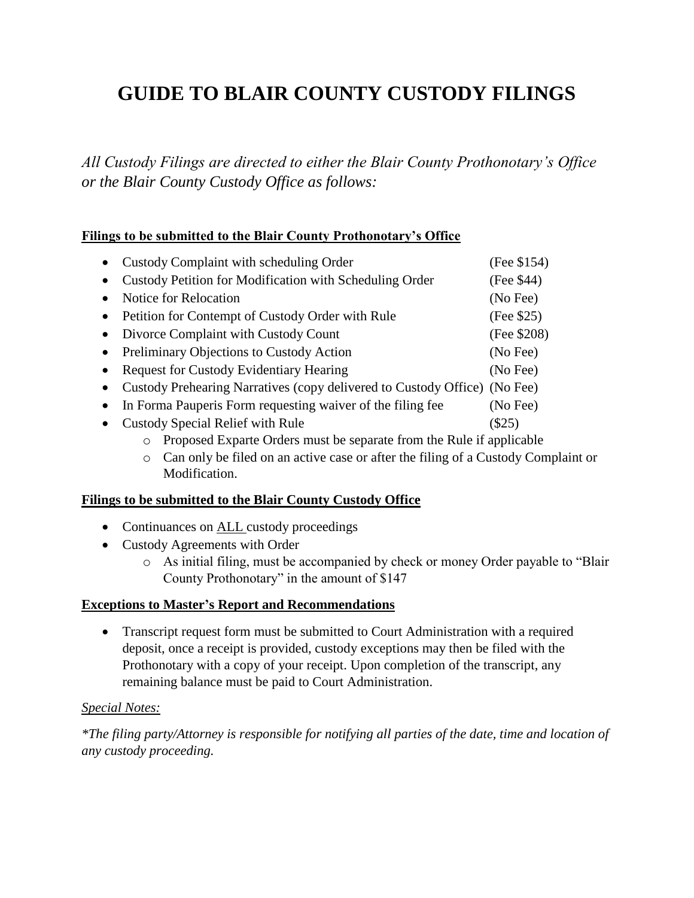# GUIDE TO BLAIR COUNTY CUSTODY FILINGS

*All Custody Filings are directed to either the Blair County Prothonotary's Office or the Blair County Custody Office as follows:*

**Filings to be submitted to the Blair County Prothonotary's Office**

- Custody Complaint with scheduling Order (Fee $154)
- Custody Petition for Modification with Scheduling Order (Fee $44)
- Notice for Relocation (No Fee)
- Petition for Contempt of Custody Order with Rule (Fee $25)
- Divorce Complaint with Custody Count (Fee $208)
- Preliminary Objections to Custody Action (No Fee)
- Request for Custody Evidentiary Hearing (No Fee)
- Custody Prehearing Narratives (copy delivered to Custody Office) (No Fee)
- In Forma Pauperis Form requesting waiver of the filing fee (No Fee)
- Custody Special Relief with Rule ($25)
  - Proposed Exparte Orders must be separate from the Rule if applicable
  - Can only be filed on an active case or after the filing of a Custody Complaint or Modification.

**Filings to be submitted to the Blair County Custody Office**

- Continuances on ALL custody proceedings
- Custody Agreements with Order
  - As initial filing, must be accompanied by check or money Order payable to "Blair County Prothonotary" in the amount of $147

**Exceptions to Master's Report and Recommendations**

- Transcript request form must be submitted to Court Administration with a required deposit, once a receipt is provided, custody exceptions may then be filed with the Prothonotary with a copy of your receipt. Upon completion of the transcript, any remaining balance must be paid to Court Administration.

*Special Notes:*

**The filing party/Attorney is responsible for notifying all parties of the date, time and location of any custody proceeding.*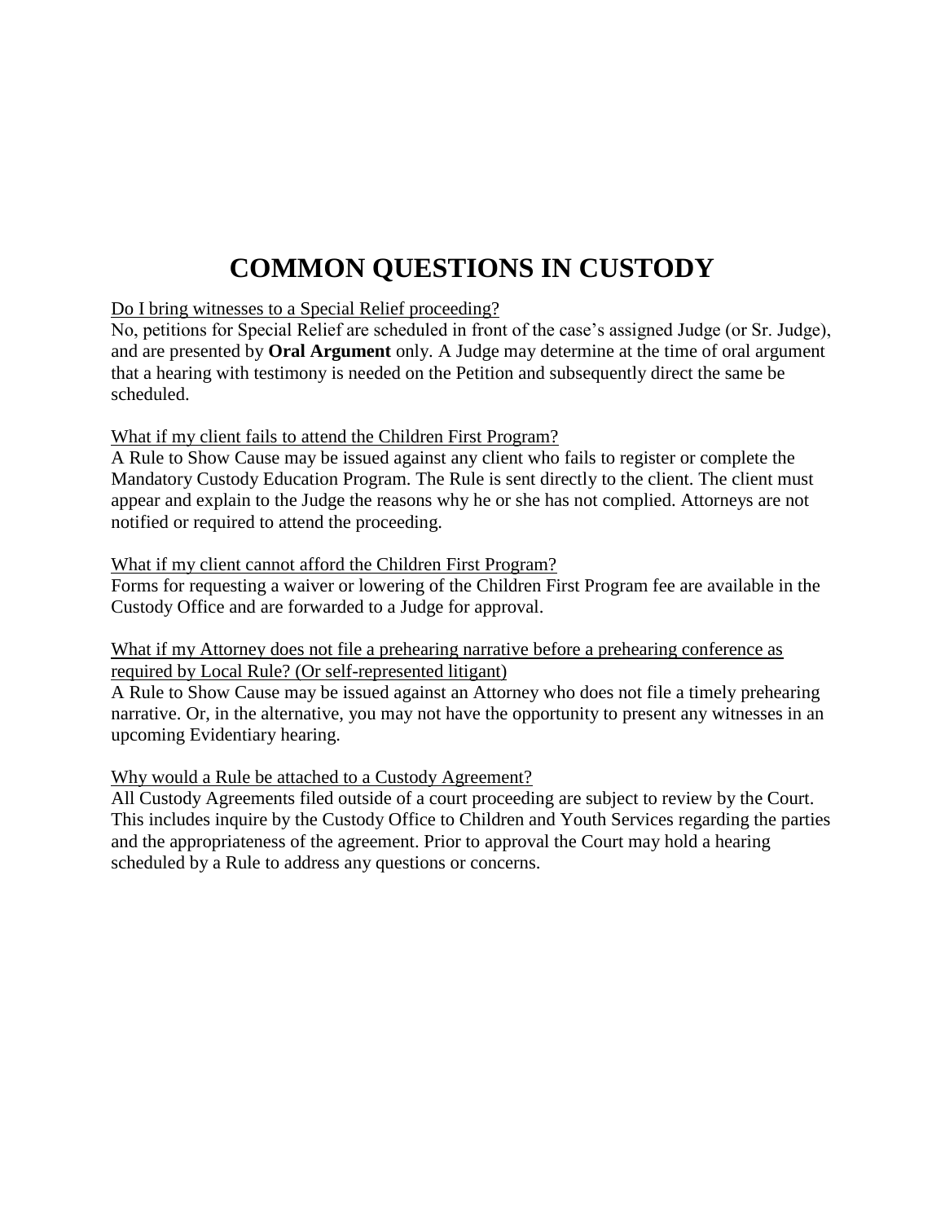# COMMON QUESTIONS IN CUSTODY

<u>Do I bring witnesses to a Special Relief proceeding?</u>

No, petitions for Special Relief are scheduled in front of the case's assigned Judge (or Sr. Judge), and are presented by **Oral Argument** only. A Judge may determine at the time of oral argument that a hearing with testimony is needed on the Petition and subsequently direct the same be scheduled.

<u>What if my client fails to attend the Children First Program?</u>

A Rule to Show Cause may be issued against any client who fails to register or complete the Mandatory Custody Education Program. The Rule is sent directly to the client. The client must appear and explain to the Judge the reasons why he or she has not complied. Attorneys are not notified or required to attend the proceeding.

<u>What if my client cannot afford the Children First Program?</u>

Forms for requesting a waiver or lowering of the Children First Program fee are available in the Custody Office and are forwarded to a Judge for approval.

<u>What if my Attorney does not file a prehearing narrative before a prehearing conference as required by Local Rule? (Or self-represented litigant)</u>

A Rule to Show Cause may be issued against an Attorney who does not file a timely prehearing narrative. Or, in the alternative, you may not have the opportunity to present any witnesses in an upcoming Evidentiary hearing.

<u>Why would a Rule be attached to a Custody Agreement?</u>

All Custody Agreements filed outside of a court proceeding are subject to review by the Court. This includes inquire by the Custody Office to Children and Youth Services regarding the parties and the appropriateness of the agreement. Prior to approval the Court may hold a hearing scheduled by a Rule to address any questions or concerns.